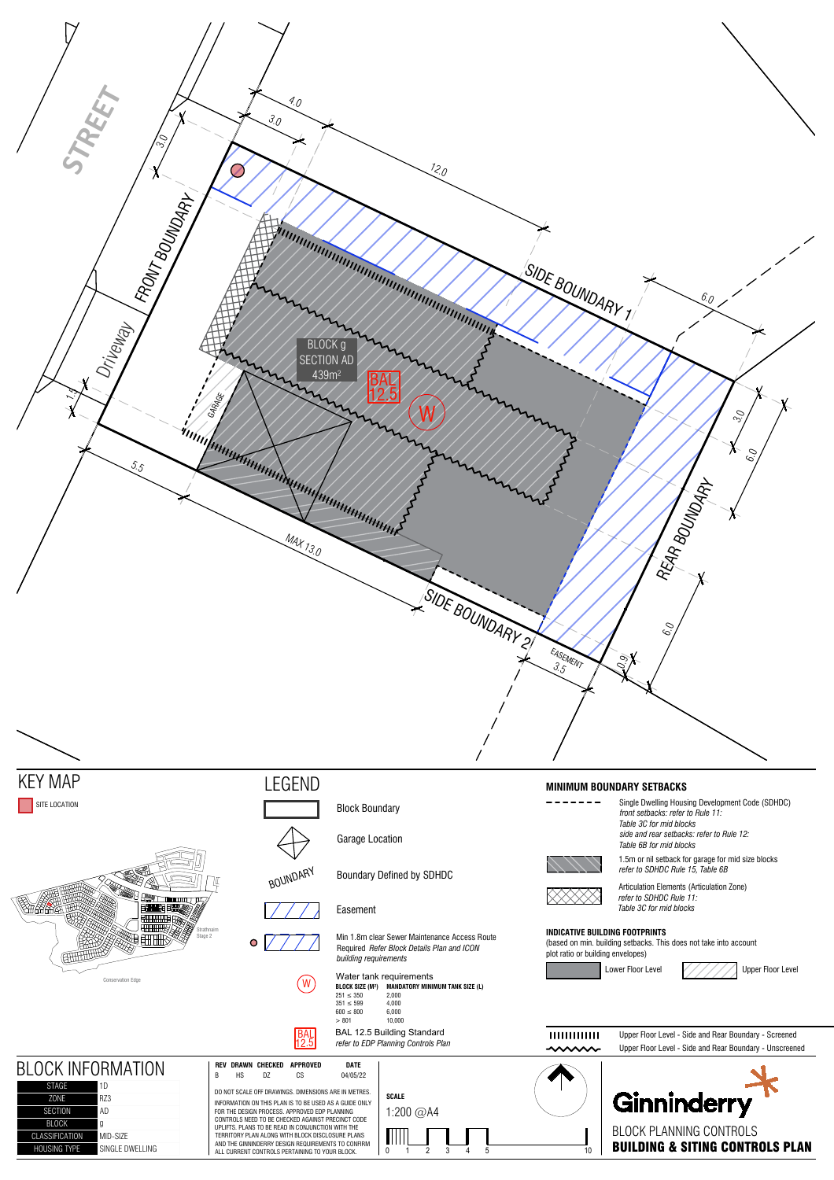STREET

FRONT BOUNDARY

Driveway

SIDE BOUNDARY 1

SIDE BOUNDARY 2

REAR BOUNDARY

GARAGE

BLOCK g
SECTION AD
439m²

BAL 12.5

W

4.0

3.0

3.0

12.0

6.0

3.0

6.0

6.0

1.5

5.5

MAX 13.0

EASEMENT
3.5

0.9

## KEY MAP

SITE LOCATION

Strathnairn Stage 2

Conservation Edge

## LEGEND

- Block Boundary
- Garage Location
- BOUNDARY — Boundary Defined by SDHDC
- Easement
- Min 1.8m clear Sewer Maintenance Access Route Required *Refer Block Details Plan and ICON building requirements*
- W — Water tank requirements

| BLOCK SIZE (M²) | MANDATORY MINIMUM TANK SIZE (L) |
|---|---|
| 251 ≤ 350 | 2,000 |
| 351 ≤ 599 | 4,000 |
| 600 ≤ 800 | 6,000 |
| > 801 | 10,000 |

- BAL 12.5 — BAL 12.5 Building Standard *refer to EDP Planning Controls Plan*

## MINIMUM BOUNDARY SETBACKS

- Single Dwelling Housing Development Code (SDHDC) *front setbacks: refer to Rule 11: Table 3C for mid blocks side and rear setbacks: refer to Rule 12: Table 6B for mid blocks*
- 1.5m or nil setback for garage for mid size blocks *refer to SDHDC Rule 15, Table 6B*
- Articulation Elements (Articulation Zone) *refer to SDHDC Rule 11: Table 3C for mid blocks*

## INDICATIVE BUILDING FOOTPRINTS

(based on min. building setbacks. This does not take into account plot ratio or building envelopes)

- Lower Floor Level
- Upper Floor Level
- Upper Floor Level - Side and Rear Boundary - Screened
- Upper Floor Level - Side and Rear Boundary - Unscreened

## BLOCK INFORMATION

| | |
|---|---|
| STAGE | 1D |
| ZONE | RZ3 |
| SECTION | AD |
| BLOCK | g |
| CLASSIFICATION | MID-SIZE |
| HOUSING TYPE | SINGLE DWELLING |

| REV | DRAWN | CHECKED | APPROVED | DATE |
|---|---|---|---|---|
| B | HS | DZ | CS | 04/05/22 |

DO NOT SCALE OFF DRAWINGS. DIMENSIONS ARE IN METRES.

INFORMATION ON THIS PLAN IS TO BE USED AS A GUIDE ONLY FOR THE DESIGN PROCESS. APPROVED EDP PLANNING CONTROLS NEED TO BE CHECKED AGAINST PRECINCT CODE UPLIFTS. PLANS TO BE READ IN CONJUNCTION WITH THE TERRITORY PLAN ALONG WITH BLOCK DISCLOSURE PLANS AND THE GINNINDERRY DESIGN REQUIREMENTS TO CONFIRM ALL CURRENT CONTROLS PERTAINING TO YOUR BLOCK.

**SCALE**

1:200 @A4

0 1 2 3 4 5 10

Ginninderry

BLOCK PLANNING CONTROLS

**BUILDING & SITING CONTROLS PLAN**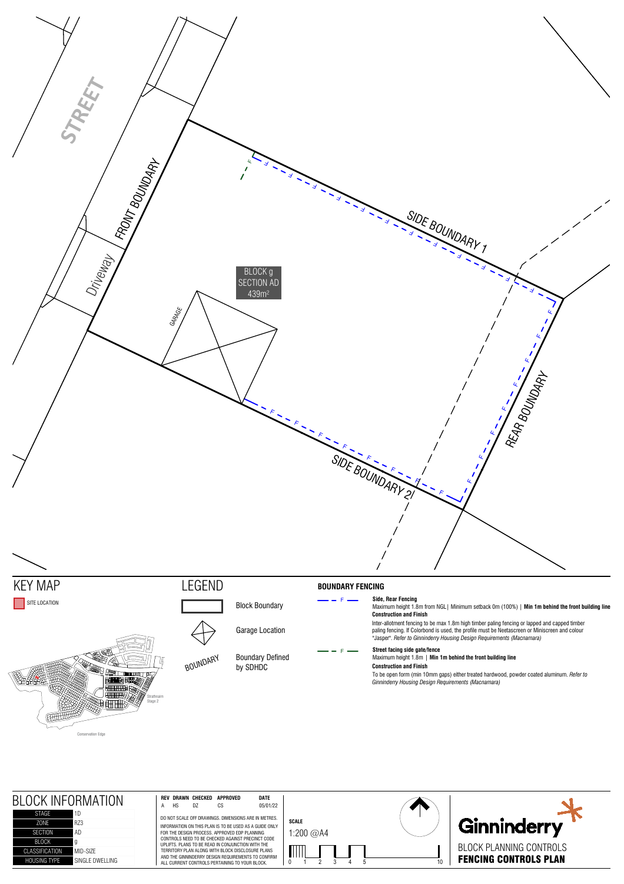STREET

FRONT BOUNDARY

Driveway

GARAGE

BLOCK g
SECTION AD
439m²

SIDE BOUNDARY 1

SIDE BOUNDARY 2

REAR BOUNDARY

## KEY MAP

SITE LOCATION

Strathnairn Stage 2

Conservation Edge

## LEGEND

Block Boundary

Garage Location

BOUNDARY — Boundary Defined by SDHDC

## BOUNDARY FENCING

**Side, Rear Fencing**
Maximum height 1.8m from NGL | Minimum setback 0m (100%) | **Min 1m behind the front building line**
**Construction and Finish**
Inter-allotment fencing to be max 1.8m high timber paling fencing or lapped and capped timber paling fencing. If Colorbond is used, the profile must be Neetascreen or Miniscreen and colour "Jasper". *Refer to Ginninderry Housing Design Requirements (Macnamara)*

**Street facing side gate/fence**
Maximum height 1.8m | **Min 1m behind the front building line**
**Construction and Finish**
To be open form (min 10mm gaps) either treated hardwood, powder coated aluminum. *Refer to Ginninderry Housing Design Requirements (Macnamara)*

## BLOCK INFORMATION

| | |
|---|---|
| STAGE | 1D |
| ZONE | RZ3 |
| SECTION | AD |
| BLOCK | g |
| CLASSIFICATION | MID-SIZE |
| HOUSING TYPE | SINGLE DWELLING |

| REV | DRAWN | CHECKED | APPROVED | DATE |
|---|---|---|---|---|
| A | HS | DZ | CS | 05/01/22 |

DO NOT SCALE OFF DRAWINGS. DIMENSIONS ARE IN METRES.
INFORMATION ON THIS PLAN IS TO BE USED AS A GUIDE ONLY FOR THE DESIGN PROCESS. APPROVED EDP PLANNING CONTROLS NEED TO BE CHECKED AGAINST PRECINCT CODE UPLIFTS. PLANS TO BE READ IN CONJUNCTION WITH THE TERRITORY PLAN ALONG WITH BLOCK DISCLOSURE PLANS AND THE GINNINDERRY DESIGN REQUIREMENTS TO CONFIRM ALL CURRENT CONTROLS PERTAINING TO YOUR BLOCK.

**SCALE**
1:200 @A4

0 1 2 3 4 5 10

Ginninderry

BLOCK PLANNING CONTROLS
**FENCING CONTROLS PLAN**